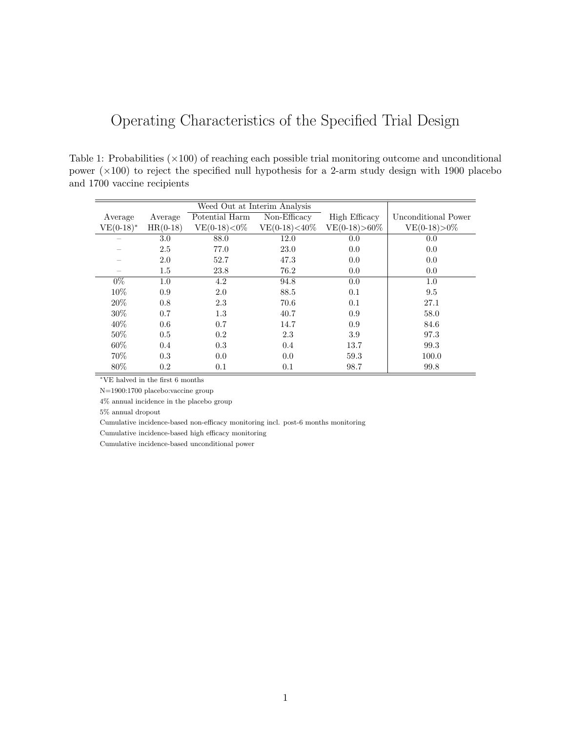# Operating Characteristics of the Specified Trial Design

Table 1: Probabilities ($\times 100$) of reaching each possible trial monitoring outcome and unconditional power ($\times 100$) to reject the specified null hypothesis for a 2-arm study design with 1900 placebo and 1700 vaccine recipients

| | | Weed Out at Interim Analysis | | | |
|---|---|---|---|---|---|
| Average VE(0-18)* | Average HR(0-18) | Potential Harm VE(0-18)<0% | Non-Efficacy VE(0-18)<40% | High Efficacy VE(0-18)>60% | Unconditional Power VE(0-18)>0% |
| – | 3.0 | 88.0 | 12.0 | 0.0 | 0.0 |
| – | 2.5 | 77.0 | 23.0 | 0.0 | 0.0 |
| – | 2.0 | 52.7 | 47.3 | 0.0 | 0.0 |
| – | 1.5 | 23.8 | 76.2 | 0.0 | 0.0 |
| 0% | 1.0 | 4.2 | 94.8 | 0.0 | 1.0 |
| 10% | 0.9 | 2.0 | 88.5 | 0.1 | 9.5 |
| 20% | 0.8 | 2.3 | 70.6 | 0.1 | 27.1 |
| 30% | 0.7 | 1.3 | 40.7 | 0.9 | 58.0 |
| 40% | 0.6 | 0.7 | 14.7 | 0.9 | 84.6 |
| 50% | 0.5 | 0.2 | 2.3 | 3.9 | 97.3 |
| 60% | 0.4 | 0.3 | 0.4 | 13.7 | 99.3 |
| 70% | 0.3 | 0.0 | 0.0 | 59.3 | 100.0 |
| 80% | 0.2 | 0.1 | 0.1 | 98.7 | 99.8 |

*VE halved in the first 6 months

N=1900:1700 placebo:vaccine group

4% annual incidence in the placebo group

5% annual dropout

Cumulative incidence-based non-efficacy monitoring incl. post-6 months monitoring

Cumulative incidence-based high efficacy monitoring

Cumulative incidence-based unconditional power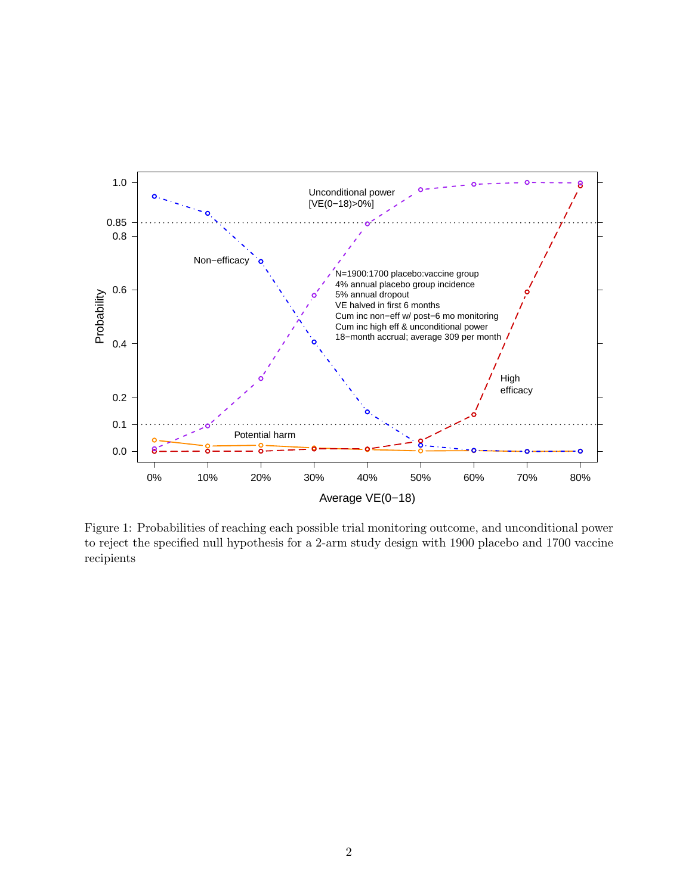Figure 1: Probabilities of reaching each possible trial monitoring outcome, and unconditional power to reject the specified null hypothesis for a 2-arm study design with 1900 placebo and 1700 vaccine recipients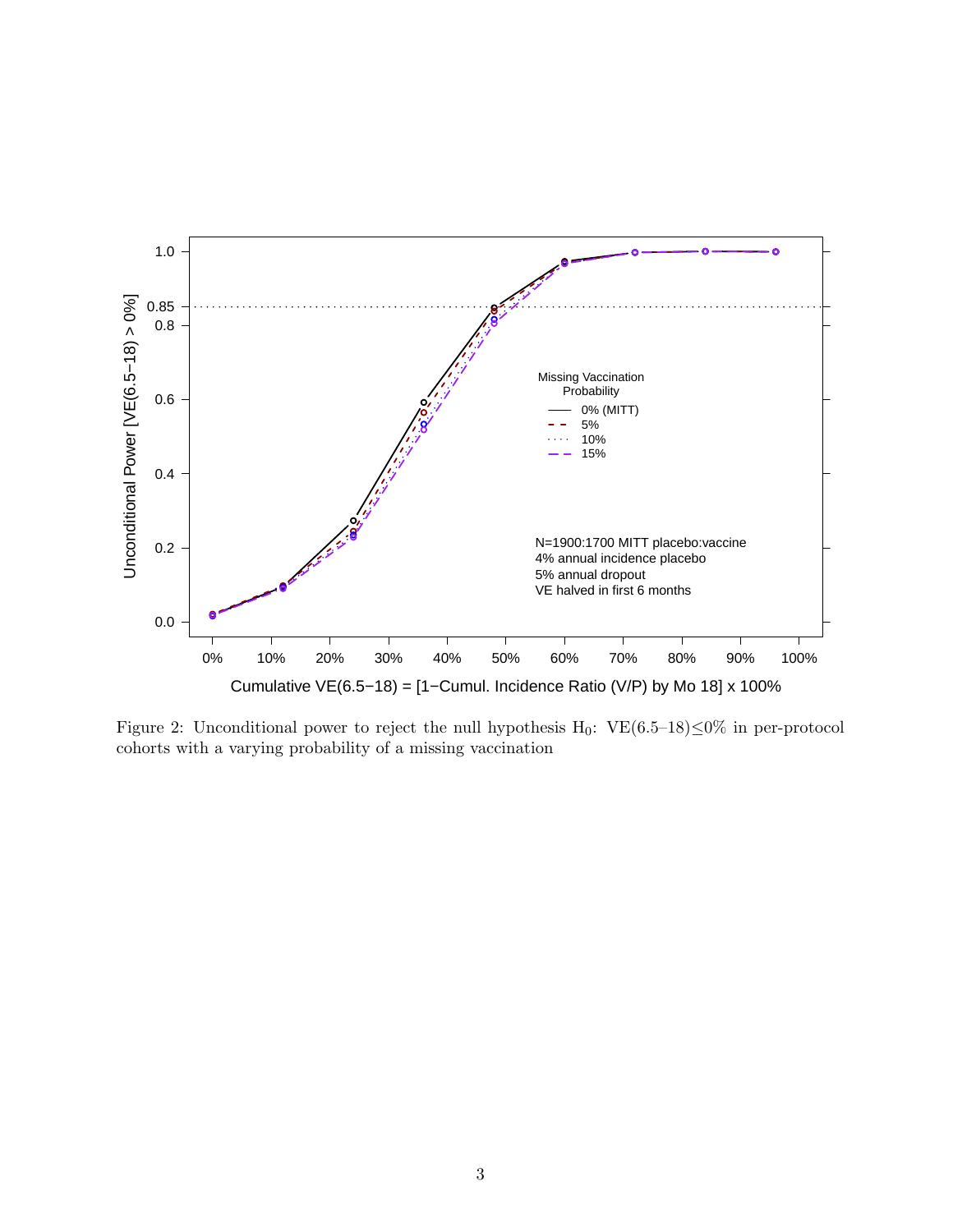Figure 2: Unconditional power to reject the null hypothesis $H_0$: VE(6.5–18)$\leq$0% in per-protocol cohorts with a varying probability of a missing vaccination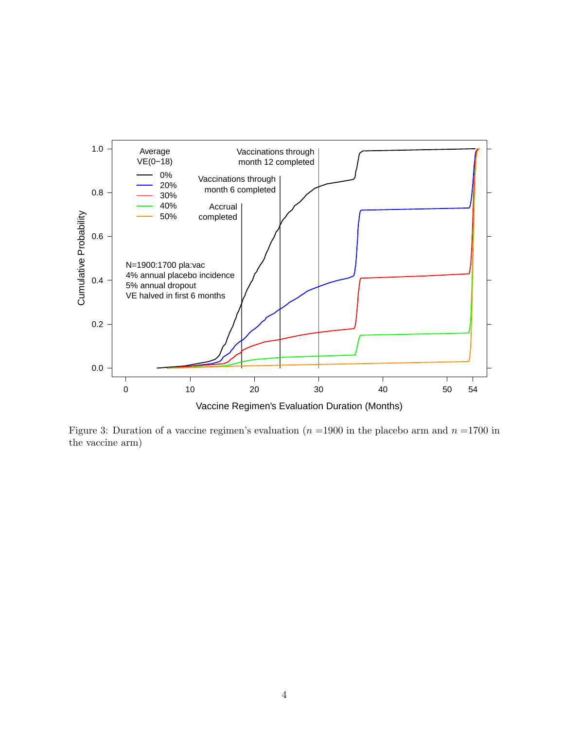Figure 3: Duration of a vaccine regimen's evaluation ($n$ =1900 in the placebo arm and $n$ =1700 in the vaccine arm)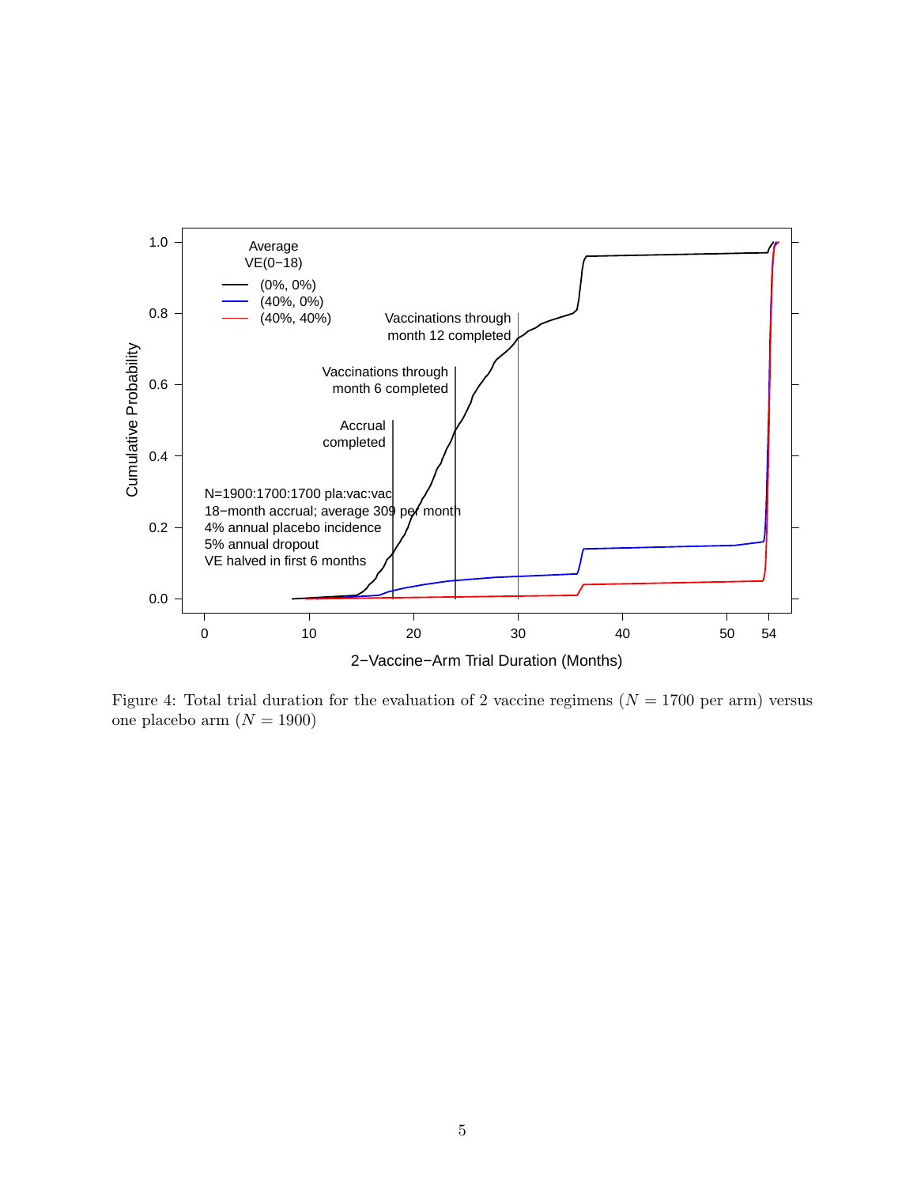Figure 4: Total trial duration for the evaluation of 2 vaccine regimens ($N = 1700$ per arm) versus one placebo arm ($N = 1900$)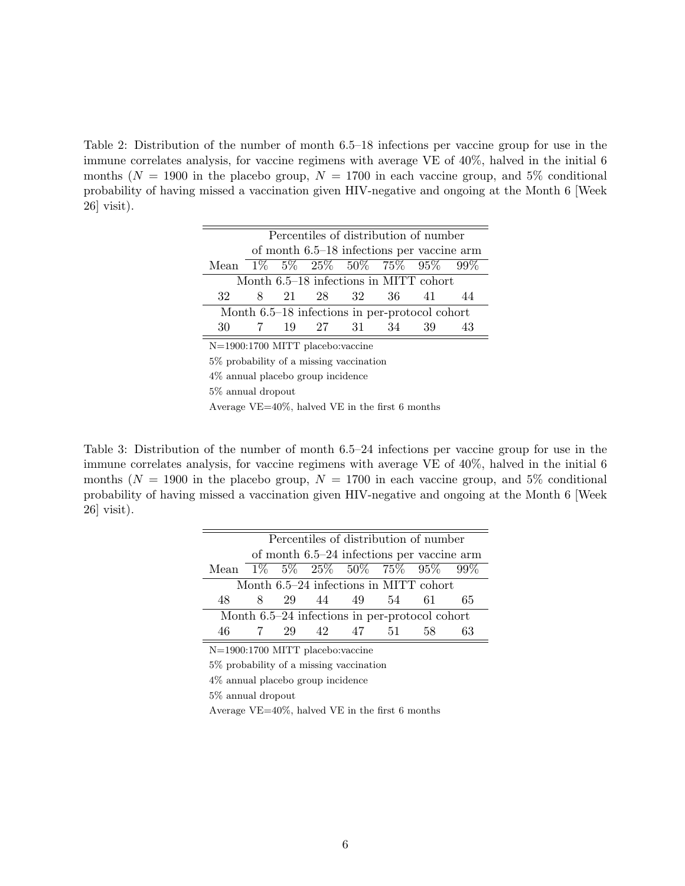Table 2: Distribution of the number of month 6.5–18 infections per vaccine group for use in the immune correlates analysis, for vaccine regimens with average VE of 40%, halved in the initial 6 months ($N = 1900$ in the placebo group, $N = 1700$ in each vaccine group, and 5% conditional probability of having missed a vaccination given HIV-negative and ongoing at the Month 6 [Week 26] visit).

| | Percentiles of distribution of number of month 6.5–18 infections per vaccine arm | | | | | | |
|---|---|---|---|---|---|---|---|
| Mean | 1% | 5% | 25% | 50% | 75% | 95% | 99% |
| Month 6.5–18 infections in MITT cohort | | | | | | | |
| 32 | 8 | 21 | 28 | 32 | 36 | 41 | 44 |
| Month 6.5–18 infections in per-protocol cohort | | | | | | | |
| 30 | 7 | 19 | 27 | 31 | 34 | 39 | 43 |

N=1900:1700 MITT placebo:vaccine

5% probability of a missing vaccination

4% annual placebo group incidence

5% annual dropout

Average VE=40%, halved VE in the first 6 months

Table 3: Distribution of the number of month 6.5–24 infections per vaccine group for use in the immune correlates analysis, for vaccine regimens with average VE of 40%, halved in the initial 6 months ($N = 1900$ in the placebo group, $N = 1700$ in each vaccine group, and 5% conditional probability of having missed a vaccination given HIV-negative and ongoing at the Month 6 [Week 26] visit).

| | Percentiles of distribution of number of month 6.5–24 infections per vaccine arm | | | | | | |
|---|---|---|---|---|---|---|---|
| Mean | 1% | 5% | 25% | 50% | 75% | 95% | 99% |
| Month 6.5–24 infections in MITT cohort | | | | | | | |
| 48 | 8 | 29 | 44 | 49 | 54 | 61 | 65 |
| Month 6.5–24 infections in per-protocol cohort | | | | | | | |
| 46 | 7 | 29 | 42 | 47 | 51 | 58 | 63 |

N=1900:1700 MITT placebo:vaccine

5% probability of a missing vaccination

4% annual placebo group incidence

5% annual dropout

Average VE=40%, halved VE in the first 6 months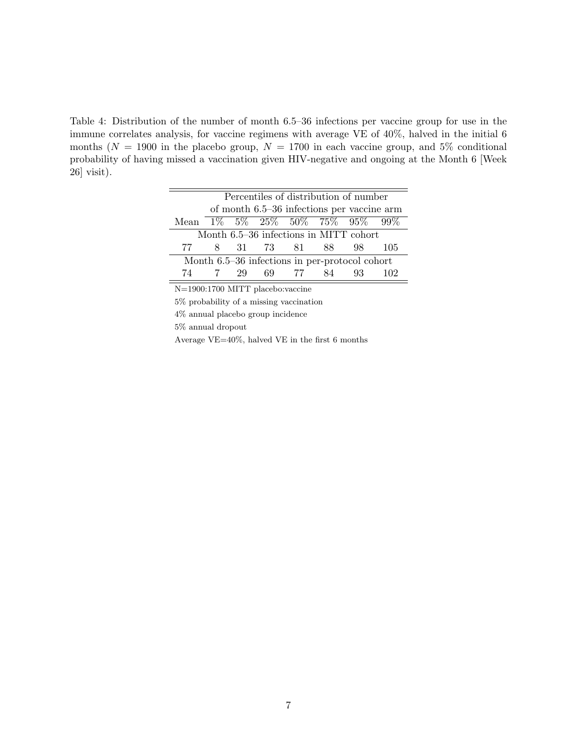Table 4: Distribution of the number of month 6.5–36 infections per vaccine group for use in the immune correlates analysis, for vaccine regimens with average VE of 40%, halved in the initial 6 months ($N = 1900$ in the placebo group, $N = 1700$ in each vaccine group, and 5% conditional probability of having missed a vaccination given HIV-negative and ongoing at the Month 6 [Week 26] visit).

| | Percentiles of distribution of number of month 6.5–36 infections per vaccine arm | | | | | | |
|---|---|---|---|---|---|---|---|
| Mean | 1% | 5% | 25% | 50% | 75% | 95% | 99% |
| Month 6.5–36 infections in MITT cohort | | | | | | | |
| 77 | 8 | 31 | 73 | 81 | 88 | 98 | 105 |
| Month 6.5–36 infections in per-protocol cohort | | | | | | | |
| 74 | 7 | 29 | 69 | 77 | 84 | 93 | 102 |

N=1900:1700 MITT placebo:vaccine

5% probability of a missing vaccination

4% annual placebo group incidence

5% annual dropout

Average VE=40%, halved VE in the first 6 months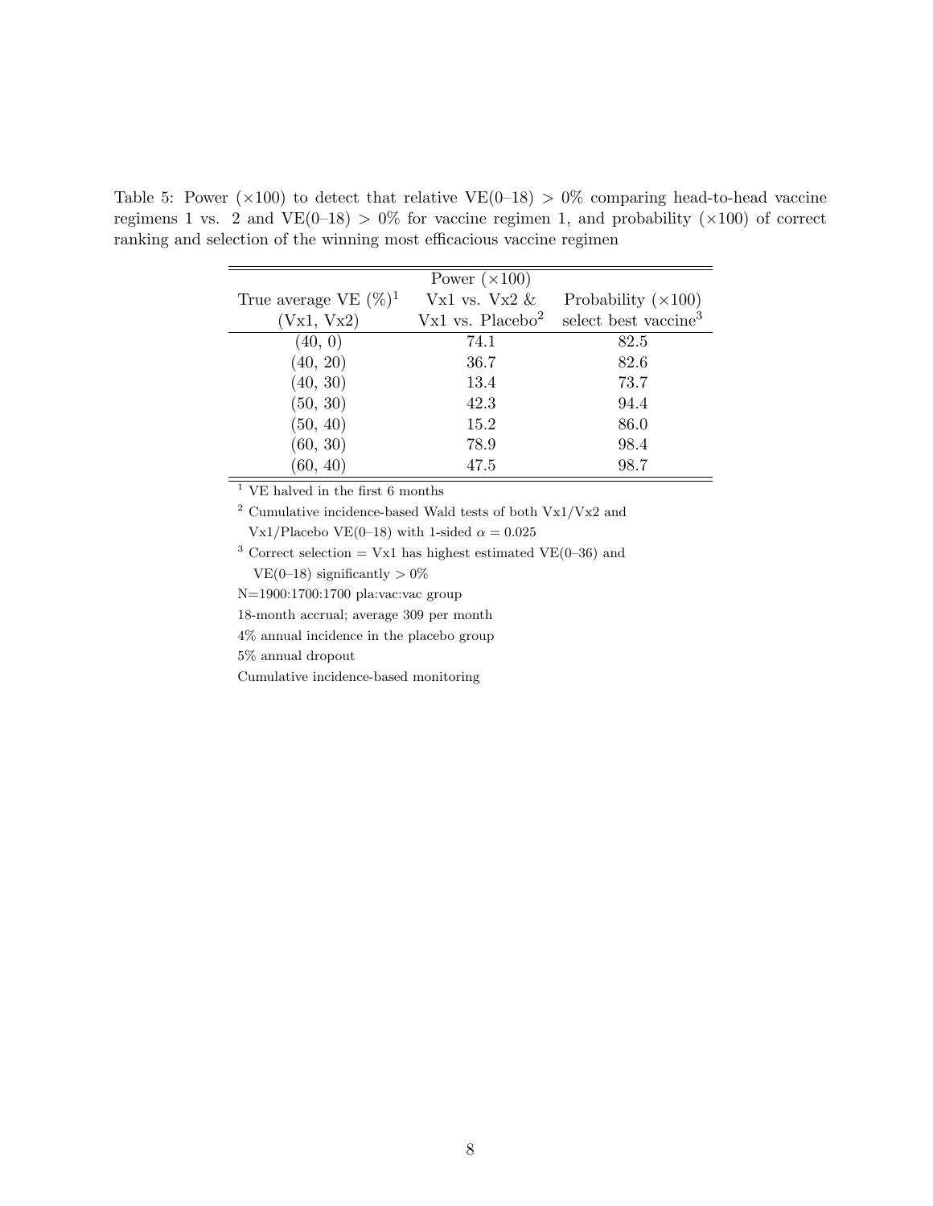Table 5: Power (×100) to detect that relative VE(0–18) > 0% comparing head-to-head vaccine regimens 1 vs. 2 and VE(0–18) > 0% for vaccine regimen 1, and probability (×100) of correct ranking and selection of the winning most efficacious vaccine regimen

| True average VE (%)[1] (Vx1, Vx2) | Power (×100) Vx1 vs. Vx2 & Vx1 vs. Placebo[2] | Probability (×100) select best vaccine[3] |
|---|---|---|
| (40, 0) | 74.1 | 82.5 |
| (40, 20) | 36.7 | 82.6 |
| (40, 30) | 13.4 | 73.7 |
| (50, 30) | 42.3 | 94.4 |
| (50, 40) | 15.2 | 86.0 |
| (60, 30) | 78.9 | 98.4 |
| (60, 40) | 47.5 | 98.7 |

[1] VE halved in the first 6 months

[2] Cumulative incidence-based Wald tests of both Vx1/Vx2 and Vx1/Placebo VE(0–18) with 1-sided $\alpha = 0.025$

[3] Correct selection = Vx1 has highest estimated VE(0–36) and VE(0–18) significantly > 0%

N=1900:1700:1700 pla:vac:vac group

18-month accrual; average 309 per month

4% annual incidence in the placebo group

5% annual dropout

Cumulative incidence-based monitoring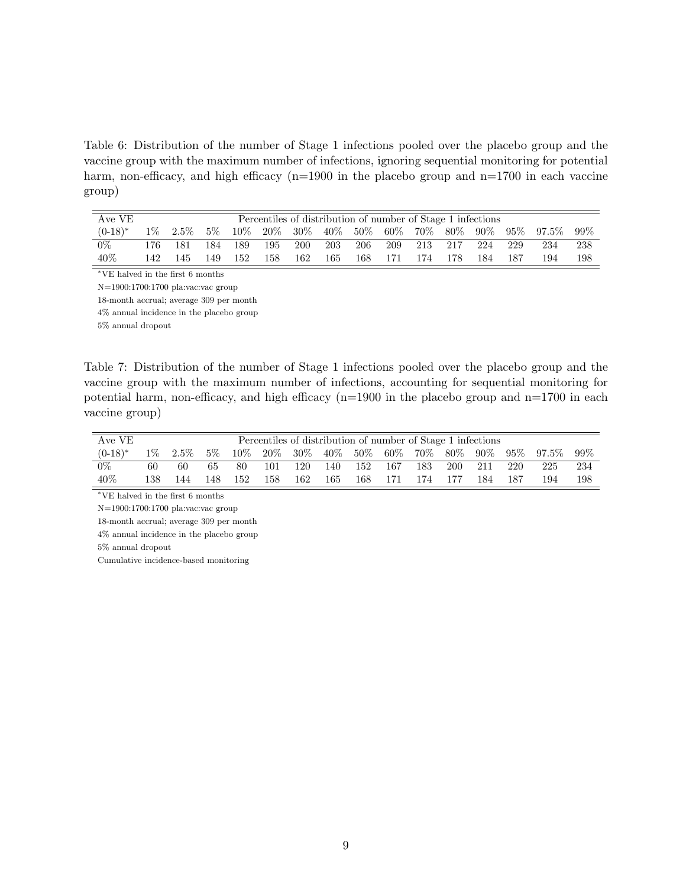Table 6: Distribution of the number of Stage 1 infections pooled over the placebo group and the vaccine group with the maximum number of infections, ignoring sequential monitoring for potential harm, non-efficacy, and high efficacy (n=1900 in the placebo group and n=1700 in each vaccine group)

| Ave VE | Percentiles of distribution of number of Stage 1 infections | | | | | | | | | | | | | | |
|---|---|---|---|---|---|---|---|---|---|---|---|---|---|---|---|
| (0-18)* | 1% | 2.5% | 5% | 10% | 20% | 30% | 40% | 50% | 60% | 70% | 80% | 90% | 95% | 97.5% | 99% |
| 0% | 176 | 181 | 184 | 189 | 195 | 200 | 203 | 206 | 209 | 213 | 217 | 224 | 229 | 234 | 238 |
| 40% | 142 | 145 | 149 | 152 | 158 | 162 | 165 | 168 | 171 | 174 | 178 | 184 | 187 | 194 | 198 |

*VE halved in the first 6 months

N=1900:1700:1700 pla:vac:vac group

18-month accrual; average 309 per month

4% annual incidence in the placebo group

5% annual dropout

Table 7: Distribution of the number of Stage 1 infections pooled over the placebo group and the vaccine group with the maximum number of infections, accounting for sequential monitoring for potential harm, non-efficacy, and high efficacy (n=1900 in the placebo group and n=1700 in each vaccine group)

| Ave VE | Percentiles of distribution of number of Stage 1 infections | | | | | | | | | | | | | | |
|---|---|---|---|---|---|---|---|---|---|---|---|---|---|---|---|
| (0-18)* | 1% | 2.5% | 5% | 10% | 20% | 30% | 40% | 50% | 60% | 70% | 80% | 90% | 95% | 97.5% | 99% |
| 0% | 60 | 60 | 65 | 80 | 101 | 120 | 140 | 152 | 167 | 183 | 200 | 211 | 220 | 225 | 234 |
| 40% | 138 | 144 | 148 | 152 | 158 | 162 | 165 | 168 | 171 | 174 | 177 | 184 | 187 | 194 | 198 |

*VE halved in the first 6 months

N=1900:1700:1700 pla:vac:vac group

18-month accrual; average 309 per month

4% annual incidence in the placebo group

5% annual dropout

Cumulative incidence-based monitoring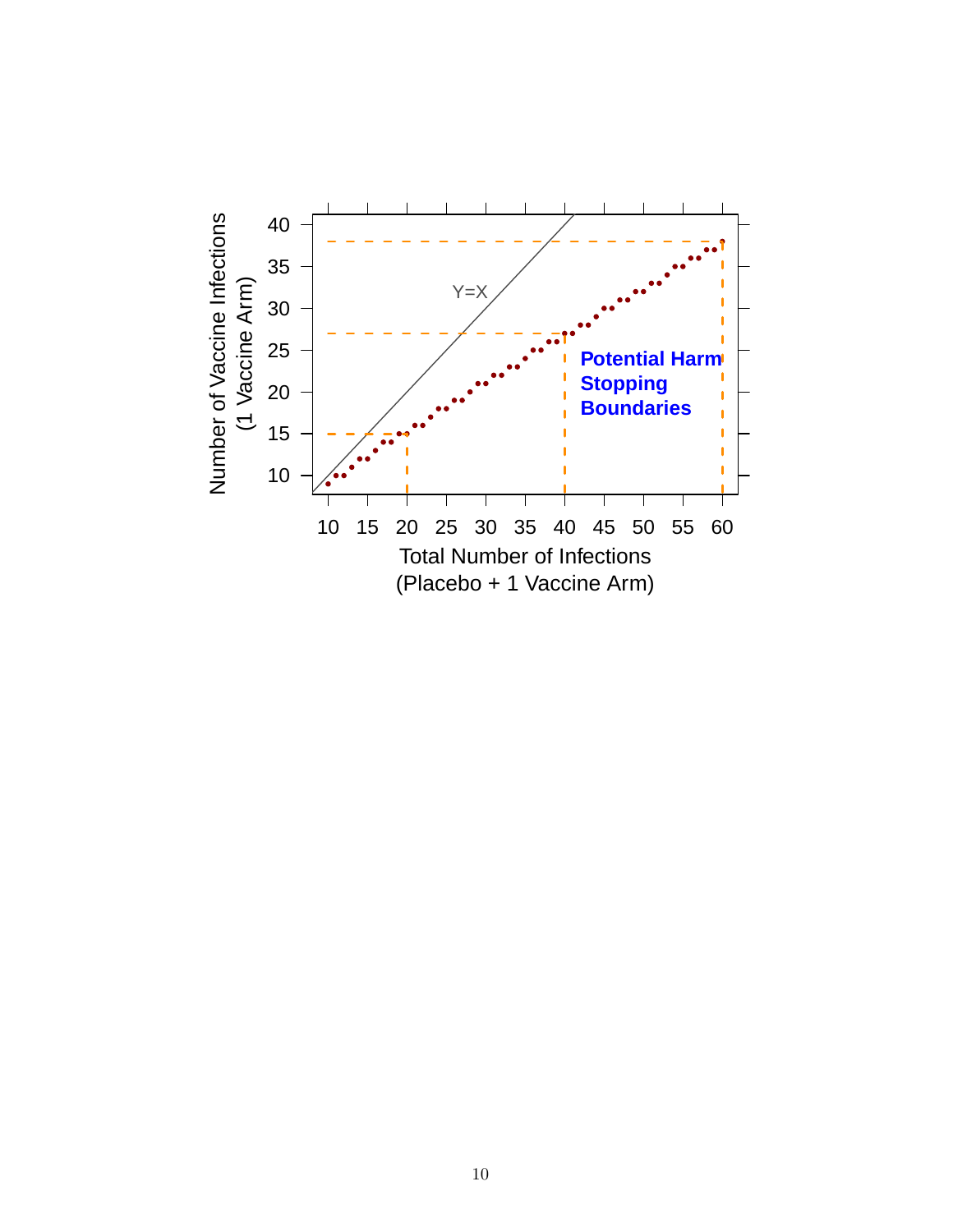Number of Vaccine Infections (1 Vaccine Arm)

Total Number of Infections (Placebo + 1 Vaccine Arm)

Y=X

**Potential Harm Stopping Boundaries**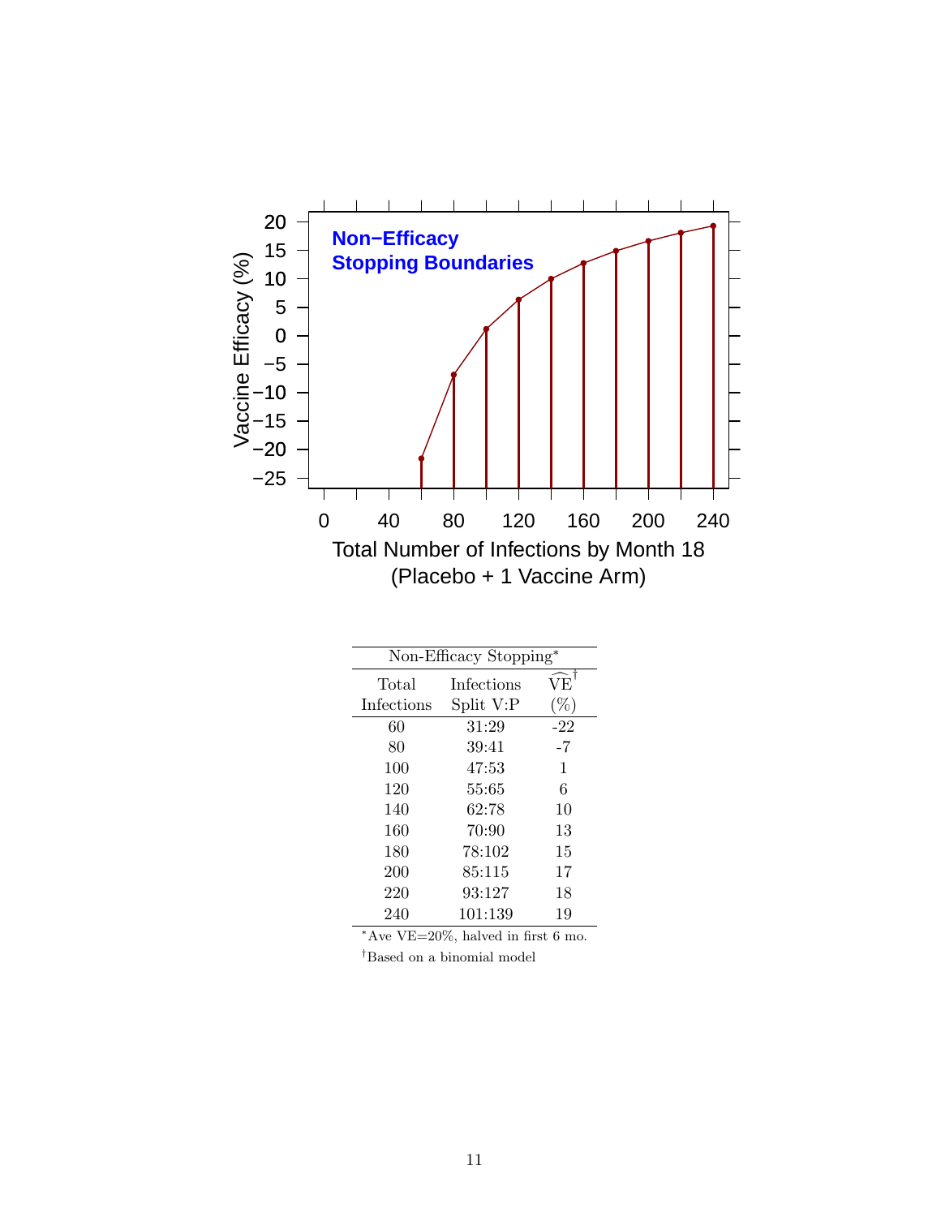Non−Efficacy
Stopping Boundaries

Vaccine Efficacy (%)

20
15
10
5
0
−5
−10
−15
−20
−25

0
40
80
120
160
200
240

Total Number of Infections by Month 18
(Placebo + 1 Vaccine Arm)

| Non-Efficacy Stopping* | | |
|---|---|---|
| Total Infections | Infections Split V:P | $\widehat{\text{VE}}$[†] (%) |
| 60 | 31:29 | -22 |
| 80 | 39:41 | -7 |
| 100 | 47:53 | 1 |
| 120 | 55:65 | 6 |
| 140 | 62:78 | 10 |
| 160 | 70:90 | 13 |
| 180 | 78:102 | 15 |
| 200 | 85:115 | 17 |
| 220 | 93:127 | 18 |
| 240 | 101:139 | 19 |

*Ave VE=20%, halved in first 6 mo.

[†]Based on a binomial model